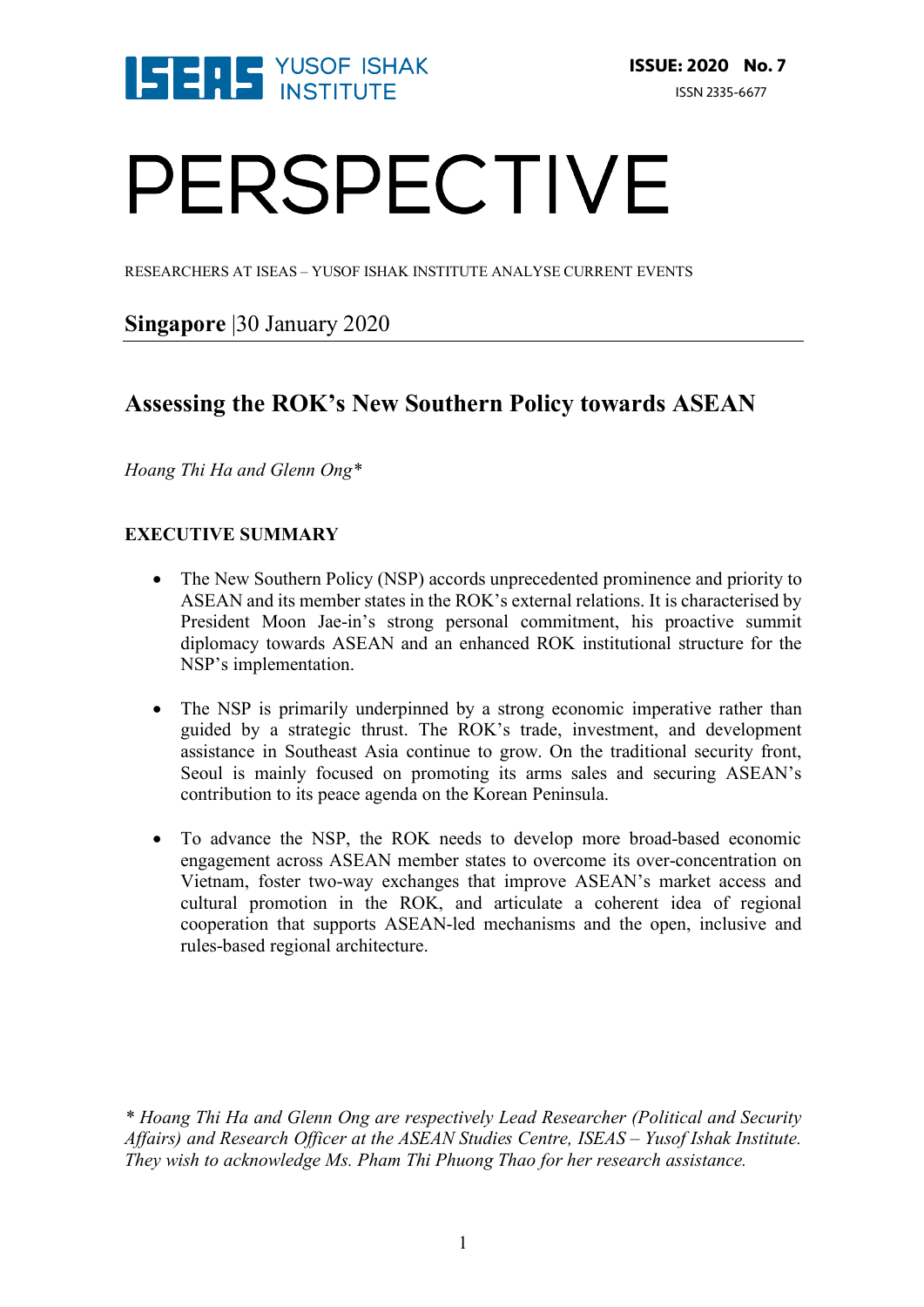ISEAS YUSOF ISHAK INSTITUTE

**ISSUE: 2020 No. 7**

ISSN 2335-6677

# PERSPECTIVE

RESEARCHERS AT ISEAS – YUSOF ISHAK INSTITUTE ANALYSE CURRENT EVENTS

**Singapore** |30 January 2020

## Assessing the ROK's New Southern Policy towards ASEAN

*Hoang Thi Ha and Glenn Ong**

### EXECUTIVE SUMMARY

- The New Southern Policy (NSP) accords unprecedented prominence and priority to ASEAN and its member states in the ROK's external relations. It is characterised by President Moon Jae-in's strong personal commitment, his proactive summit diplomacy towards ASEAN and an enhanced ROK institutional structure for the NSP's implementation.

- The NSP is primarily underpinned by a strong economic imperative rather than guided by a strategic thrust. The ROK's trade, investment, and development assistance in Southeast Asia continue to grow. On the traditional security front, Seoul is mainly focused on promoting its arms sales and securing ASEAN's contribution to its peace agenda on the Korean Peninsula.

- To advance the NSP, the ROK needs to develop more broad-based economic engagement across ASEAN member states to overcome its over-concentration on Vietnam, foster two-way exchanges that improve ASEAN's market access and cultural promotion in the ROK, and articulate a coherent idea of regional cooperation that supports ASEAN-led mechanisms and the open, inclusive and rules-based regional architecture.

*\* Hoang Thi Ha and Glenn Ong are respectively Lead Researcher (Political and Security Affairs) and Research Officer at the ASEAN Studies Centre, ISEAS – Yusof Ishak Institute. They wish to acknowledge Ms. Pham Thi Phuong Thao for her research assistance.*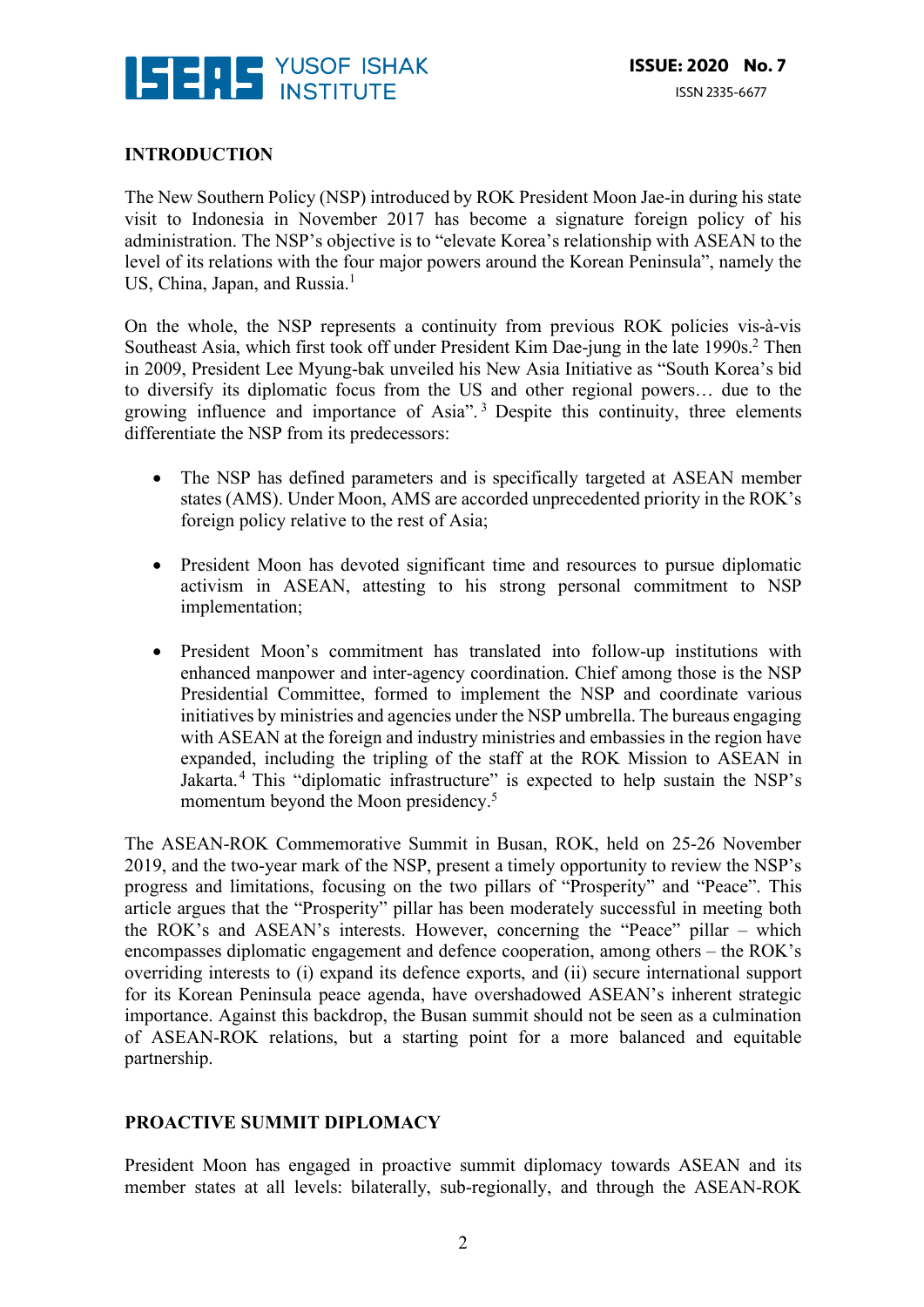## INTRODUCTION

The New Southern Policy (NSP) introduced by ROK President Moon Jae-in during his state visit to Indonesia in November 2017 has become a signature foreign policy of his administration. The NSP's objective is to "elevate Korea's relationship with ASEAN to the level of its relations with the four major powers around the Korean Peninsula", namely the US, China, Japan, and Russia.[1]

On the whole, the NSP represents a continuity from previous ROK policies vis-à-vis Southeast Asia, which first took off under President Kim Dae-jung in the late 1990s.[2] Then in 2009, President Lee Myung-bak unveiled his New Asia Initiative as "South Korea's bid to diversify its diplomatic focus from the US and other regional powers… due to the growing influence and importance of Asia".[3] Despite this continuity, three elements differentiate the NSP from its predecessors:

- The NSP has defined parameters and is specifically targeted at ASEAN member states (AMS). Under Moon, AMS are accorded unprecedented priority in the ROK's foreign policy relative to the rest of Asia;

- President Moon has devoted significant time and resources to pursue diplomatic activism in ASEAN, attesting to his strong personal commitment to NSP implementation;

- President Moon's commitment has translated into follow-up institutions with enhanced manpower and inter-agency coordination. Chief among those is the NSP Presidential Committee, formed to implement the NSP and coordinate various initiatives by ministries and agencies under the NSP umbrella. The bureaus engaging with ASEAN at the foreign and industry ministries and embassies in the region have expanded, including the tripling of the staff at the ROK Mission to ASEAN in Jakarta.[4] This "diplomatic infrastructure" is expected to help sustain the NSP's momentum beyond the Moon presidency.[5]

The ASEAN-ROK Commemorative Summit in Busan, ROK, held on 25-26 November 2019, and the two-year mark of the NSP, present a timely opportunity to review the NSP's progress and limitations, focusing on the two pillars of "Prosperity" and "Peace". This article argues that the "Prosperity" pillar has been moderately successful in meeting both the ROK's and ASEAN's interests. However, concerning the "Peace" pillar – which encompasses diplomatic engagement and defence cooperation, among others – the ROK's overriding interests to (i) expand its defence exports, and (ii) secure international support for its Korean Peninsula peace agenda, have overshadowed ASEAN's inherent strategic importance. Against this backdrop, the Busan summit should not be seen as a culmination of ASEAN-ROK relations, but a starting point for a more balanced and equitable partnership.

## PROACTIVE SUMMIT DIPLOMACY

President Moon has engaged in proactive summit diplomacy towards ASEAN and its member states at all levels: bilaterally, sub-regionally, and through the ASEAN-ROK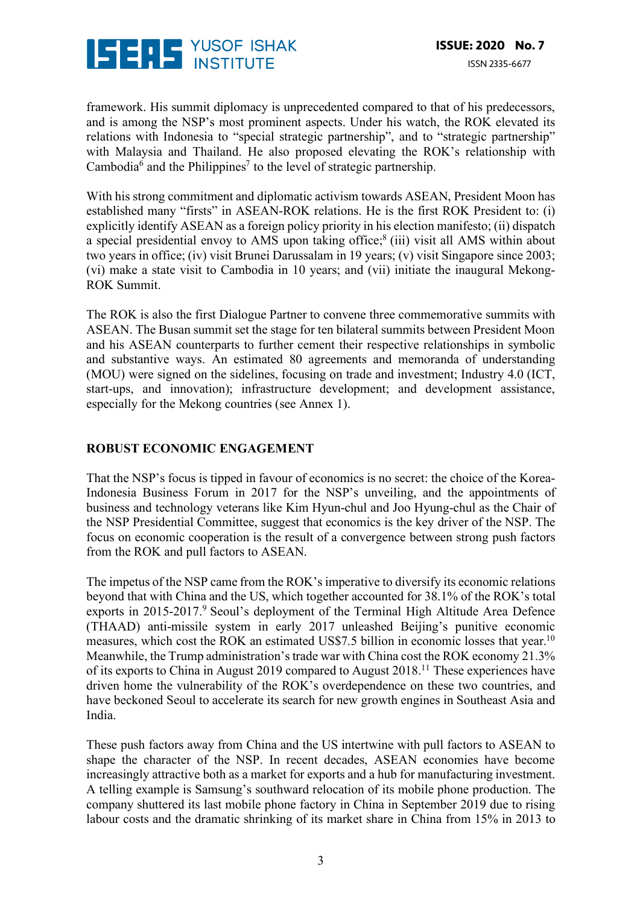framework. His summit diplomacy is unprecedented compared to that of his predecessors, and is among the NSP's most prominent aspects. Under his watch, the ROK elevated its relations with Indonesia to "special strategic partnership", and to "strategic partnership" with Malaysia and Thailand. He also proposed elevating the ROK's relationship with Cambodia[6] and the Philippines[7] to the level of strategic partnership.

With his strong commitment and diplomatic activism towards ASEAN, President Moon has established many "firsts" in ASEAN-ROK relations. He is the first ROK President to: (i) explicitly identify ASEAN as a foreign policy priority in his election manifesto; (ii) dispatch a special presidential envoy to AMS upon taking office;[8] (iii) visit all AMS within about two years in office; (iv) visit Brunei Darussalam in 19 years; (v) visit Singapore since 2003; (vi) make a state visit to Cambodia in 10 years; and (vii) initiate the inaugural Mekong-ROK Summit.

The ROK is also the first Dialogue Partner to convene three commemorative summits with ASEAN. The Busan summit set the stage for ten bilateral summits between President Moon and his ASEAN counterparts to further cement their respective relationships in symbolic and substantive ways. An estimated 80 agreements and memoranda of understanding (MOU) were signed on the sidelines, focusing on trade and investment; Industry 4.0 (ICT, start-ups, and innovation); infrastructure development; and development assistance, especially for the Mekong countries (see Annex 1).

## ROBUST ECONOMIC ENGAGEMENT

That the NSP's focus is tipped in favour of economics is no secret: the choice of the Korea-Indonesia Business Forum in 2017 for the NSP's unveiling, and the appointments of business and technology veterans like Kim Hyun-chul and Joo Hyung-chul as the Chair of the NSP Presidential Committee, suggest that economics is the key driver of the NSP. The focus on economic cooperation is the result of a convergence between strong push factors from the ROK and pull factors to ASEAN.

The impetus of the NSP came from the ROK's imperative to diversify its economic relations beyond that with China and the US, which together accounted for 38.1% of the ROK's total exports in 2015-2017.[9] Seoul's deployment of the Terminal High Altitude Area Defence (THAAD) anti-missile system in early 2017 unleashed Beijing's punitive economic measures, which cost the ROK an estimated US$7.5 billion in economic losses that year.[10] Meanwhile, the Trump administration's trade war with China cost the ROK economy 21.3% of its exports to China in August 2019 compared to August 2018.[11] These experiences have driven home the vulnerability of the ROK's overdependence on these two countries, and have beckoned Seoul to accelerate its search for new growth engines in Southeast Asia and India.

These push factors away from China and the US intertwine with pull factors to ASEAN to shape the character of the NSP. In recent decades, ASEAN economies have become increasingly attractive both as a market for exports and a hub for manufacturing investment. A telling example is Samsung's southward relocation of its mobile phone production. The company shuttered its last mobile phone factory in China in September 2019 due to rising labour costs and the dramatic shrinking of its market share in China from 15% in 2013 to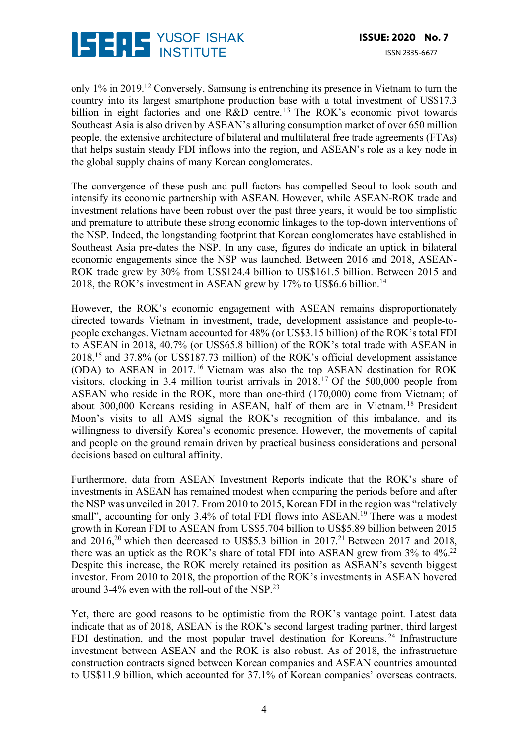only 1% in 2019.[12] Conversely, Samsung is entrenching its presence in Vietnam to turn the country into its largest smartphone production base with a total investment of US$17.3 billion in eight factories and one R&D centre.[13] The ROK's economic pivot towards Southeast Asia is also driven by ASEAN's alluring consumption market of over 650 million people, the extensive architecture of bilateral and multilateral free trade agreements (FTAs) that helps sustain steady FDI inflows into the region, and ASEAN's role as a key node in the global supply chains of many Korean conglomerates.

The convergence of these push and pull factors has compelled Seoul to look south and intensify its economic partnership with ASEAN. However, while ASEAN-ROK trade and investment relations have been robust over the past three years, it would be too simplistic and premature to attribute these strong economic linkages to the top-down interventions of the NSP. Indeed, the longstanding footprint that Korean conglomerates have established in Southeast Asia pre-dates the NSP. In any case, figures do indicate an uptick in bilateral economic engagements since the NSP was launched. Between 2016 and 2018, ASEAN-ROK trade grew by 30% from US$124.4 billion to US$161.5 billion. Between 2015 and 2018, the ROK's investment in ASEAN grew by 17% to US$6.6 billion.[14]

However, the ROK's economic engagement with ASEAN remains disproportionately directed towards Vietnam in investment, trade, development assistance and people-to-people exchanges. Vietnam accounted for 48% (or US$3.15 billion) of the ROK's total FDI to ASEAN in 2018, 40.7% (or US$65.8 billion) of the ROK's total trade with ASEAN in 2018,[15] and 37.8% (or US$187.73 million) of the ROK's official development assistance (ODA) to ASEAN in 2017.[16] Vietnam was also the top ASEAN destination for ROK visitors, clocking in 3.4 million tourist arrivals in 2018.[17] Of the 500,000 people from ASEAN who reside in the ROK, more than one-third (170,000) come from Vietnam; of about 300,000 Koreans residing in ASEAN, half of them are in Vietnam.[18] President Moon's visits to all AMS signal the ROK's recognition of this imbalance, and its willingness to diversify Korea's economic presence. However, the movements of capital and people on the ground remain driven by practical business considerations and personal decisions based on cultural affinity.

Furthermore, data from ASEAN Investment Reports indicate that the ROK's share of investments in ASEAN has remained modest when comparing the periods before and after the NSP was unveiled in 2017. From 2010 to 2015, Korean FDI in the region was "relatively small", accounting for only 3.4% of total FDI flows into ASEAN.[19] There was a modest growth in Korean FDI to ASEAN from US$5.704 billion to US$5.89 billion between 2015 and 2016,[20] which then decreased to US$5.3 billion in 2017.[21] Between 2017 and 2018, there was an uptick as the ROK's share of total FDI into ASEAN grew from 3% to 4%.[22] Despite this increase, the ROK merely retained its position as ASEAN's seventh biggest investor. From 2010 to 2018, the proportion of the ROK's investments in ASEAN hovered around 3-4% even with the roll-out of the NSP.[23]

Yet, there are good reasons to be optimistic from the ROK's vantage point. Latest data indicate that as of 2018, ASEAN is the ROK's second largest trading partner, third largest FDI destination, and the most popular travel destination for Koreans.[24] Infrastructure investment between ASEAN and the ROK is also robust. As of 2018, the infrastructure construction contracts signed between Korean companies and ASEAN countries amounted to US$11.9 billion, which accounted for 37.1% of Korean companies' overseas contracts.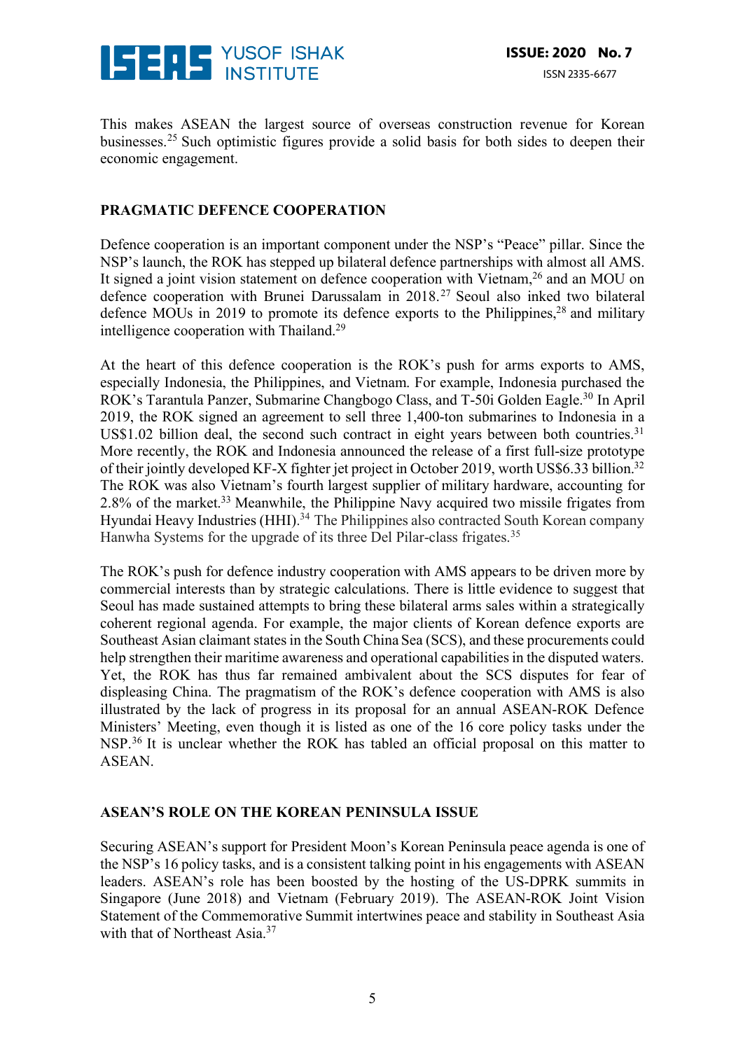This makes ASEAN the largest source of overseas construction revenue for Korean businesses.[25] Such optimistic figures provide a solid basis for both sides to deepen their economic engagement.

## PRAGMATIC DEFENCE COOPERATION

Defence cooperation is an important component under the NSP's "Peace" pillar. Since the NSP's launch, the ROK has stepped up bilateral defence partnerships with almost all AMS. It signed a joint vision statement on defence cooperation with Vietnam,[26] and an MOU on defence cooperation with Brunei Darussalam in 2018.[27] Seoul also inked two bilateral defence MOUs in 2019 to promote its defence exports to the Philippines,[28] and military intelligence cooperation with Thailand.[29]

At the heart of this defence cooperation is the ROK's push for arms exports to AMS, especially Indonesia, the Philippines, and Vietnam. For example, Indonesia purchased the ROK's Tarantula Panzer, Submarine Changbogo Class, and T-50i Golden Eagle.[30] In April 2019, the ROK signed an agreement to sell three 1,400-ton submarines to Indonesia in a US$1.02 billion deal, the second such contract in eight years between both countries.[31] More recently, the ROK and Indonesia announced the release of a first full-size prototype of their jointly developed KF-X fighter jet project in October 2019, worth US$6.33 billion.[32] The ROK was also Vietnam's fourth largest supplier of military hardware, accounting for 2.8% of the market.[33] Meanwhile, the Philippine Navy acquired two missile frigates from Hyundai Heavy Industries (HHI).[34] The Philippines also contracted South Korean company Hanwha Systems for the upgrade of its three Del Pilar-class frigates.[35]

The ROK's push for defence industry cooperation with AMS appears to be driven more by commercial interests than by strategic calculations. There is little evidence to suggest that Seoul has made sustained attempts to bring these bilateral arms sales within a strategically coherent regional agenda. For example, the major clients of Korean defence exports are Southeast Asian claimant states in the South China Sea (SCS), and these procurements could help strengthen their maritime awareness and operational capabilities in the disputed waters. Yet, the ROK has thus far remained ambivalent about the SCS disputes for fear of displeasing China. The pragmatism of the ROK's defence cooperation with AMS is also illustrated by the lack of progress in its proposal for an annual ASEAN-ROK Defence Ministers' Meeting, even though it is listed as one of the 16 core policy tasks under the NSP.[36] It is unclear whether the ROK has tabled an official proposal on this matter to ASEAN.

## ASEAN'S ROLE ON THE KOREAN PENINSULA ISSUE

Securing ASEAN's support for President Moon's Korean Peninsula peace agenda is one of the NSP's 16 policy tasks, and is a consistent talking point in his engagements with ASEAN leaders. ASEAN's role has been boosted by the hosting of the US-DPRK summits in Singapore (June 2018) and Vietnam (February 2019). The ASEAN-ROK Joint Vision Statement of the Commemorative Summit intertwines peace and stability in Southeast Asia with that of Northeast Asia.[37]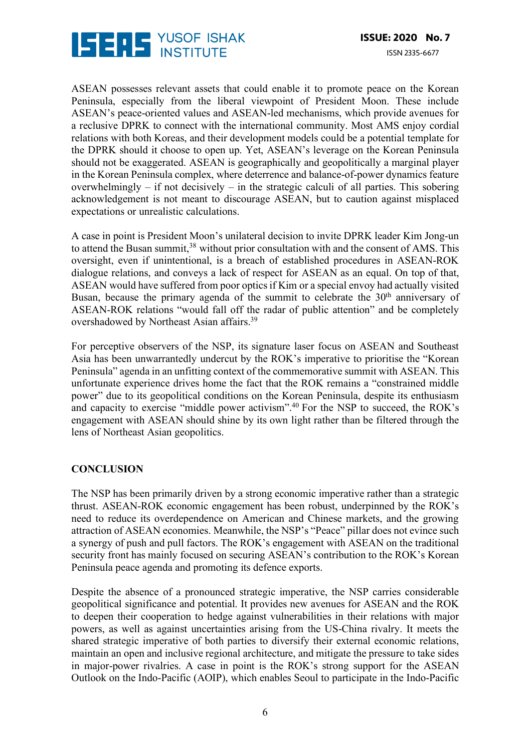ASEAN possesses relevant assets that could enable it to promote peace on the Korean Peninsula, especially from the liberal viewpoint of President Moon. These include ASEAN's peace-oriented values and ASEAN-led mechanisms, which provide avenues for a reclusive DPRK to connect with the international community. Most AMS enjoy cordial relations with both Koreas, and their development models could be a potential template for the DPRK should it choose to open up. Yet, ASEAN's leverage on the Korean Peninsula should not be exaggerated. ASEAN is geographically and geopolitically a marginal player in the Korean Peninsula complex, where deterrence and balance-of-power dynamics feature overwhelmingly – if not decisively – in the strategic calculi of all parties. This sobering acknowledgement is not meant to discourage ASEAN, but to caution against misplaced expectations or unrealistic calculations.

A case in point is President Moon's unilateral decision to invite DPRK leader Kim Jong-un to attend the Busan summit,[38] without prior consultation with and the consent of AMS. This oversight, even if unintentional, is a breach of established procedures in ASEAN-ROK dialogue relations, and conveys a lack of respect for ASEAN as an equal. On top of that, ASEAN would have suffered from poor optics if Kim or a special envoy had actually visited Busan, because the primary agenda of the summit to celebrate the 30th anniversary of ASEAN-ROK relations "would fall off the radar of public attention" and be completely overshadowed by Northeast Asian affairs.[39]

For perceptive observers of the NSP, its signature laser focus on ASEAN and Southeast Asia has been unwarrantedly undercut by the ROK's imperative to prioritise the "Korean Peninsula" agenda in an unfitting context of the commemorative summit with ASEAN. This unfortunate experience drives home the fact that the ROK remains a "constrained middle power" due to its geopolitical conditions on the Korean Peninsula, despite its enthusiasm and capacity to exercise "middle power activism".[40] For the NSP to succeed, the ROK's engagement with ASEAN should shine by its own light rather than be filtered through the lens of Northeast Asian geopolitics.

## CONCLUSION

The NSP has been primarily driven by a strong economic imperative rather than a strategic thrust. ASEAN-ROK economic engagement has been robust, underpinned by the ROK's need to reduce its overdependence on American and Chinese markets, and the growing attraction of ASEAN economies. Meanwhile, the NSP's "Peace" pillar does not evince such a synergy of push and pull factors. The ROK's engagement with ASEAN on the traditional security front has mainly focused on securing ASEAN's contribution to the ROK's Korean Peninsula peace agenda and promoting its defence exports.

Despite the absence of a pronounced strategic imperative, the NSP carries considerable geopolitical significance and potential. It provides new avenues for ASEAN and the ROK to deepen their cooperation to hedge against vulnerabilities in their relations with major powers, as well as against uncertainties arising from the US-China rivalry. It meets the shared strategic imperative of both parties to diversify their external economic relations, maintain an open and inclusive regional architecture, and mitigate the pressure to take sides in major-power rivalries. A case in point is the ROK's strong support for the ASEAN Outlook on the Indo-Pacific (AOIP), which enables Seoul to participate in the Indo-Pacific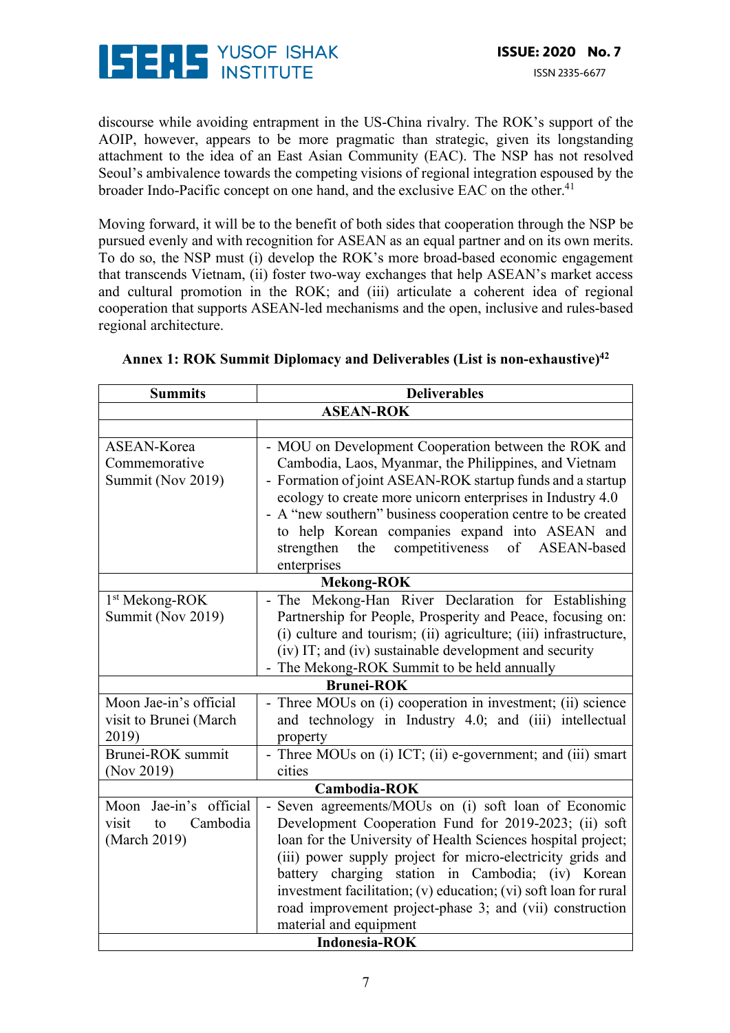discourse while avoiding entrapment in the US-China rivalry. The ROK's support of the AOIP, however, appears to be more pragmatic than strategic, given its longstanding attachment to the idea of an East Asian Community (EAC). The NSP has not resolved Seoul's ambivalence towards the competing visions of regional integration espoused by the broader Indo-Pacific concept on one hand, and the exclusive EAC on the other.[41]

Moving forward, it will be to the benefit of both sides that cooperation through the NSP be pursued evenly and with recognition for ASEAN as an equal partner and on its own merits. To do so, the NSP must (i) develop the ROK's more broad-based economic engagement that transcends Vietnam, (ii) foster two-way exchanges that help ASEAN's market access and cultural promotion in the ROK; and (iii) articulate a coherent idea of regional cooperation that supports ASEAN-led mechanisms and the open, inclusive and rules-based regional architecture.

**Annex 1: ROK Summit Diplomacy and Deliverables (List is non-exhaustive)[42]**

| Summits | Deliverables |
|---|---|
| **ASEAN-ROK** | |
| | |
| ASEAN-Korea Commemorative Summit (Nov 2019) | - MOU on Development Cooperation between the ROK and Cambodia, Laos, Myanmar, the Philippines, and Vietnam<br>- Formation of joint ASEAN-ROK startup funds and a startup ecology to create more unicorn enterprises in Industry 4.0<br>- A "new southern" business cooperation centre to be created to help Korean companies expand into ASEAN and strengthen the competitiveness of ASEAN-based enterprises |
| **Mekong-ROK** | |
| 1st Mekong-ROK Summit (Nov 2019) | - The Mekong-Han River Declaration for Establishing Partnership for People, Prosperity and Peace, focusing on: (i) culture and tourism; (ii) agriculture; (iii) infrastructure, (iv) IT; and (iv) sustainable development and security<br>- The Mekong-ROK Summit to be held annually |
| **Brunei-ROK** | |
| Moon Jae-in's official visit to Brunei (March 2019) | - Three MOUs on (i) cooperation in investment; (ii) science and technology in Industry 4.0; and (iii) intellectual property |
| Brunei-ROK summit (Nov 2019) | - Three MOUs on (i) ICT; (ii) e-government; and (iii) smart cities |
| **Cambodia-ROK** | |
| Moon Jae-in's official visit to Cambodia (March 2019) | - Seven agreements/MOUs on (i) soft loan of Economic Development Cooperation Fund for 2019-2023; (ii) soft loan for the University of Health Sciences hospital project; (iii) power supply project for micro-electricity grids and battery charging station in Cambodia; (iv) Korean investment facilitation; (v) education; (vi) soft loan for rural road improvement project-phase 3; and (vii) construction material and equipment |
| **Indonesia-ROK** | |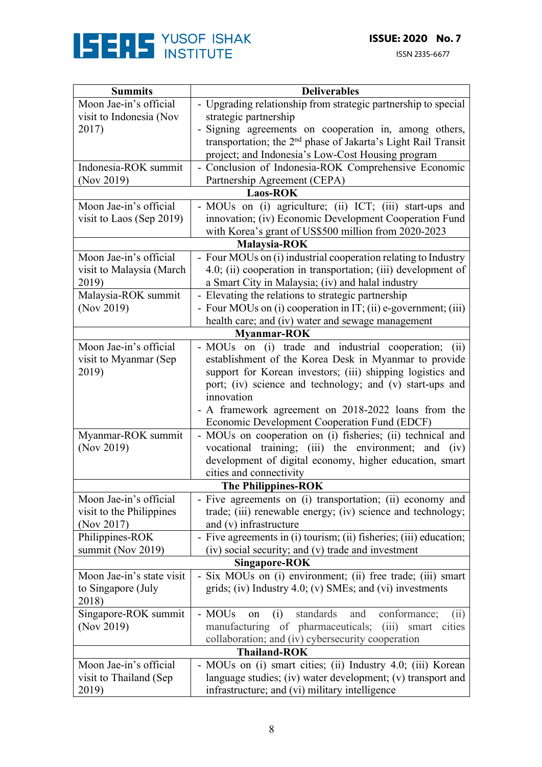| Summits | Deliverables |
|---|---|
| Moon Jae-in's official visit to Indonesia (Nov 2017) | - Upgrading relationship from strategic partnership to special strategic partnership<br>- Signing agreements on cooperation in, among others, transportation; the 2nd phase of Jakarta's Light Rail Transit project; and Indonesia's Low-Cost Housing program |
| Indonesia-ROK summit (Nov 2019) | - Conclusion of Indonesia-ROK Comprehensive Economic Partnership Agreement (CEPA) |
| **Laos-ROK** | |
| Moon Jae-in's official visit to Laos (Sep 2019) | - MOUs on (i) agriculture; (ii) ICT; (iii) start-ups and innovation; (iv) Economic Development Cooperation Fund with Korea's grant of US$500 million from 2020-2023 |
| **Malaysia-ROK** | |
| Moon Jae-in's official visit to Malaysia (March 2019) | - Four MOUs on (i) industrial cooperation relating to Industry 4.0; (ii) cooperation in transportation; (iii) development of a Smart City in Malaysia; (iv) and halal industry |
| Malaysia-ROK summit (Nov 2019) | - Elevating the relations to strategic partnership<br>- Four MOUs on (i) cooperation in IT; (ii) e-government; (iii) health care; and (iv) water and sewage management |
| **Myanmar-ROK** | |
| Moon Jae-in's official visit to Myanmar (Sep 2019) | - MOUs on (i) trade and industrial cooperation; (ii) establishment of the Korea Desk in Myanmar to provide support for Korean investors; (iii) shipping logistics and port; (iv) science and technology; and (v) start-ups and innovation<br>- A framework agreement on 2018-2022 loans from the Economic Development Cooperation Fund (EDCF) |
| Myanmar-ROK summit (Nov 2019) | - MOUs on cooperation on (i) fisheries; (ii) technical and vocational training; (iii) the environment; and (iv) development of digital economy, higher education, smart cities and connectivity |
| **The Philippines-ROK** | |
| Moon Jae-in's official visit to the Philippines (Nov 2017) | - Five agreements on (i) transportation; (ii) economy and trade; (iii) renewable energy; (iv) science and technology; and (v) infrastructure |
| Philippines-ROK summit (Nov 2019) | - Five agreements in (i) tourism; (ii) fisheries; (iii) education; (iv) social security; and (v) trade and investment |
| **Singapore-ROK** | |
| Moon Jae-in's state visit to Singapore (July 2018) | - Six MOUs on (i) environment; (ii) free trade; (iii) smart grids; (iv) Industry 4.0; (v) SMEs; and (vi) investments |
| Singapore-ROK summit (Nov 2019) | - MOUs on (i) standards and conformance; (ii) manufacturing of pharmaceuticals; (iii) smart cities collaboration; and (iv) cybersecurity cooperation |
| **Thailand-ROK** | |
| Moon Jae-in's official visit to Thailand (Sep 2019) | - MOUs on (i) smart cities; (ii) Industry 4.0; (iii) Korean language studies; (iv) water development; (v) transport and infrastructure; and (vi) military intelligence |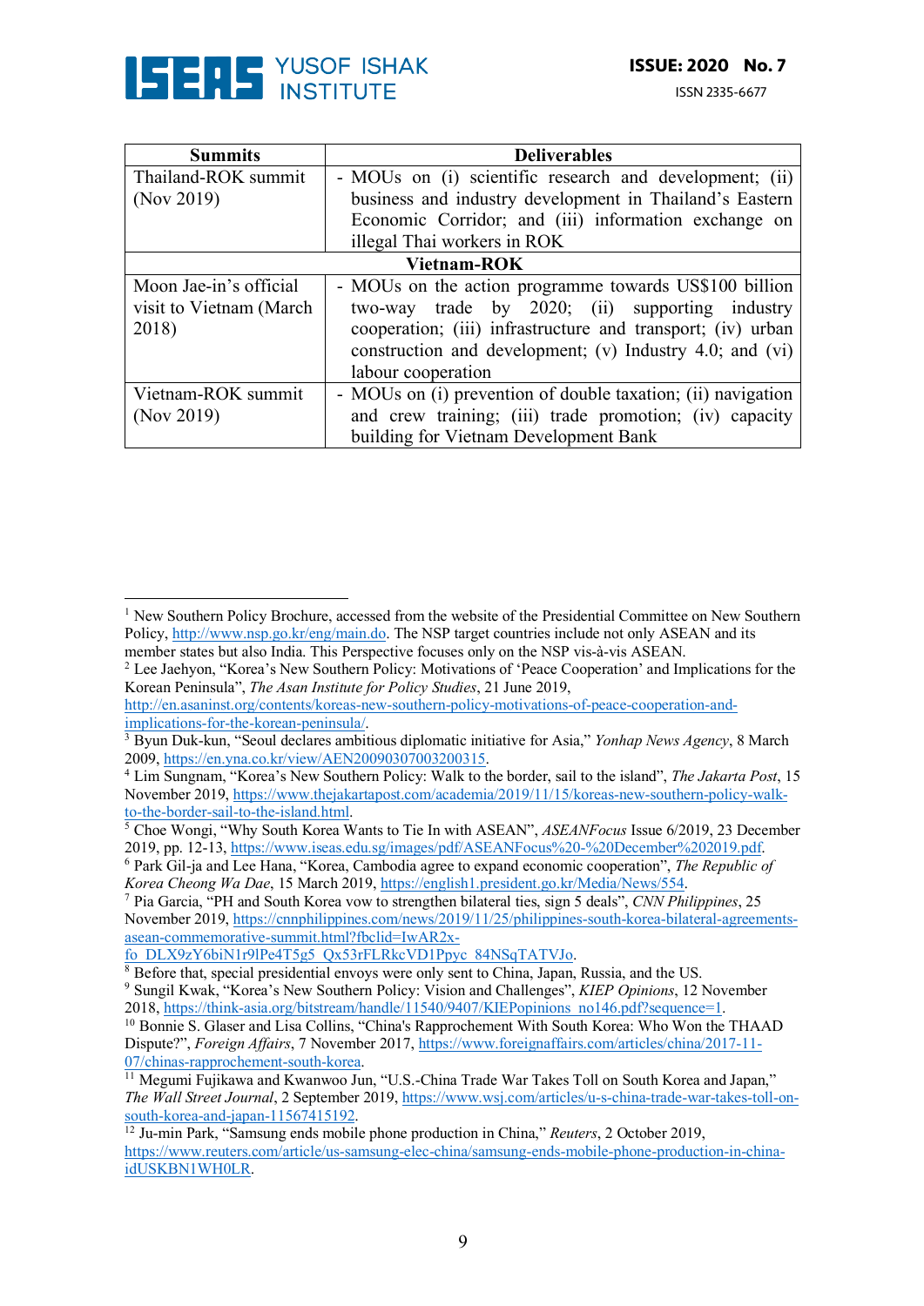| Summits | Deliverables |
| --- | --- |
| Thailand-ROK summit (Nov 2019) | - MOUs on (i) scientific research and development; (ii) business and industry development in Thailand's Eastern Economic Corridor; and (iii) information exchange on illegal Thai workers in ROK |
| **Vietnam-ROK** | |
| Moon Jae-in's official visit to Vietnam (March 2018) | - MOUs on the action programme towards US$100 billion two-way trade by 2020; (ii) supporting industry cooperation; (iii) infrastructure and transport; (iv) urban construction and development; (v) Industry 4.0; and (vi) labour cooperation |
| Vietnam-ROK summit (Nov 2019) | - MOUs on (i) prevention of double taxation; (ii) navigation and crew training; (iii) trade promotion; (iv) capacity building for Vietnam Development Bank |

---

[1] New Southern Policy Brochure, accessed from the website of the Presidential Committee on New Southern Policy, http://www.nsp.go.kr/eng/main.do. The NSP target countries include not only ASEAN and its member states but also India. This Perspective focuses only on the NSP vis-à-vis ASEAN.

[2] Lee Jaehyon, "Korea's New Southern Policy: Motivations of 'Peace Cooperation' and Implications for the Korean Peninsula", *The Asan Institute for Policy Studies*, 21 June 2019, http://en.asaninst.org/contents/koreas-new-southern-policy-motivations-of-peace-cooperation-and-implications-for-the-korean-peninsula/.

[3] Byun Duk-kun, "Seoul declares ambitious diplomatic initiative for Asia," *Yonhap News Agency*, 8 March 2009, https://en.yna.co.kr/view/AEN20090307003200315.

[4] Lim Sungnam, "Korea's New Southern Policy: Walk to the border, sail to the island", *The Jakarta Post*, 15 November 2019, https://www.thejakartapost.com/academia/2019/11/15/koreas-new-southern-policy-walk-to-the-border-sail-to-the-island.html.

[5] Choe Wongi, "Why South Korea Wants to Tie In with ASEAN", *ASEANFocus* Issue 6/2019, 23 December 2019, pp. 12-13, https://www.iseas.edu.sg/images/pdf/ASEANFocus%20-%20December%202019.pdf.

[6] Park Gil-ja and Lee Hana, "Korea, Cambodia agree to expand economic cooperation", *The Republic of Korea Cheong Wa Dae*, 15 March 2019, https://english1.president.go.kr/Media/News/554.

[7] Pia Garcia, "PH and South Korea vow to strengthen bilateral ties, sign 5 deals", *CNN Philippines*, 25 November 2019, https://cnnphilippines.com/news/2019/11/25/philippines-south-korea-bilateral-agreements-asean-commemorative-summit.html?fbclid=IwAR2x-fo_DLX9zY6biN1r9lPe4T5g5_Qx53rFLRkcVD1Ppyc_84NSqTATVJo.

[8] Before that, special presidential envoys were only sent to China, Japan, Russia, and the US.

[9] Sungil Kwak, "Korea's New Southern Policy: Vision and Challenges", *KIEP Opinions*, 12 November 2018, https://think-asia.org/bitstream/handle/11540/9407/KIEPopinions_no146.pdf?sequence=1.

[10] Bonnie S. Glaser and Lisa Collins, "China's Rapprochement With South Korea: Who Won the THAAD Dispute?", *Foreign Affairs*, 7 November 2017, https://www.foreignaffairs.com/articles/china/2017-11-07/chinas-rapprochement-south-korea.

[11] Megumi Fujikawa and Kwanwoo Jun, "U.S.-China Trade War Takes Toll on South Korea and Japan," *The Wall Street Journal*, 2 September 2019, https://www.wsj.com/articles/u-s-china-trade-war-takes-toll-on-south-korea-and-japan-11567415192.

[12] Ju-min Park, "Samsung ends mobile phone production in China," *Reuters*, 2 October 2019, https://www.reuters.com/article/us-samsung-elec-china/samsung-ends-mobile-phone-production-in-china-idUSKBN1WH0LR.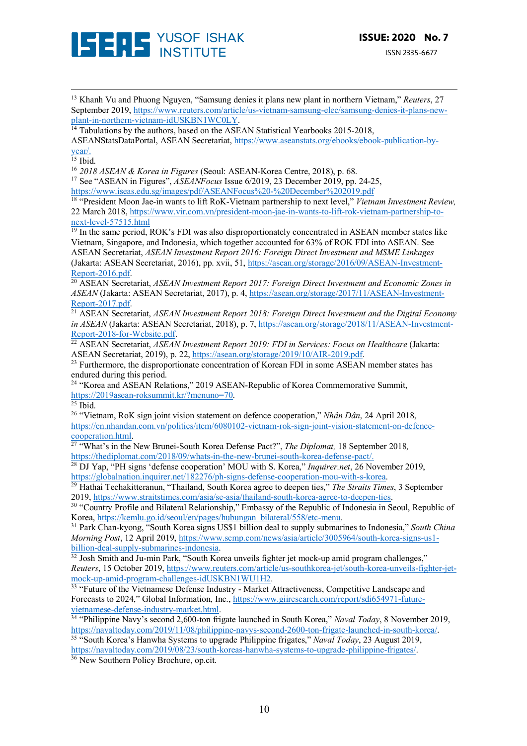[13] Khanh Vu and Phuong Nguyen, "Samsung denies it plans new plant in northern Vietnam," *Reuters*, 27 September 2019, https://www.reuters.com/article/us-vietnam-samsung-elec/samsung-denies-it-plans-new-plant-in-northern-vietnam-idUSKBN1WC0LY.

[14] Tabulations by the authors, based on the ASEAN Statistical Yearbooks 2015-2018, ASEANStatsDataPortal, ASEAN Secretariat, https://www.aseanstats.org/ebooks/ebook-publication-by-year/.

[15] Ibid.

[16] *2018 ASEAN & Korea in Figures* (Seoul: ASEAN-Korea Centre, 2018), p. 68.

[17] See "ASEAN in Figures", *ASEANFocus* Issue 6/2019, 23 December 2019, pp. 24-25, https://www.iseas.edu.sg/images/pdf/ASEANFocus%20-%20December%202019.pdf

[18] "President Moon Jae-in wants to lift RoK-Vietnam partnership to next level," *Vietnam Investment Review,* 22 March 2018, https://www.vir.com.vn/president-moon-jae-in-wants-to-lift-rok-vietnam-partnership-to-next-level-57515.html

[19] In the same period, ROK's FDI was also disproportionately concentrated in ASEAN member states like Vietnam, Singapore, and Indonesia, which together accounted for 63% of ROK FDI into ASEAN. See ASEAN Secretariat, *ASEAN Investment Report 2016: Foreign Direct Investment and MSME Linkages* (Jakarta: ASEAN Secretariat, 2016), pp. xvii, 51, https://asean.org/storage/2016/09/ASEAN-Investment-Report-2016.pdf.

[20] ASEAN Secretariat, *ASEAN Investment Report 2017: Foreign Direct Investment and Economic Zones in ASEAN* (Jakarta: ASEAN Secretariat, 2017), p. 4, https://asean.org/storage/2017/11/ASEAN-Investment-Report-2017.pdf.

[21] ASEAN Secretariat, *ASEAN Investment Report 2018: Foreign Direct Investment and the Digital Economy in ASEAN* (Jakarta: ASEAN Secretariat, 2018), p. 7, https://asean.org/storage/2018/11/ASEAN-Investment-Report-2018-for-Website.pdf.

[22] ASEAN Secretariat, *ASEAN Investment Report 2019: FDI in Services: Focus on Healthcare* (Jakarta: ASEAN Secretariat, 2019), p. 22, https://asean.org/storage/2019/10/AIR-2019.pdf.

[23] Furthermore, the disproportionate concentration of Korean FDI in some ASEAN member states has endured during this period.

[24] "Korea and ASEAN Relations," 2019 ASEAN-Republic of Korea Commemorative Summit, https://2019asean-roksummit.kr/?menuno=70.

[25] Ibid.

[26] "Vietnam, RoK sign joint vision statement on defence cooperation," *Nhân Dân*, 24 April 2018, https://en.nhandan.com.vn/politics/item/6080102-vietnam-rok-sign-joint-vision-statement-on-defence-cooperation.html.

[27] "What's in the New Brunei-South Korea Defense Pact?", *The Diplomat,* 18 September 2018*,* https://thediplomat.com/2018/09/whats-in-the-new-brunei-south-korea-defense-pact/.

[28] DJ Yap, "PH signs 'defense cooperation' MOU with S. Korea," *Inquirer.net*, 26 November 2019, https://globalnation.inquirer.net/182276/ph-signs-defense-cooperation-mou-with-s-korea.

[29] Hathai Techakitteranun, "Thailand, South Korea agree to deepen ties," *The Straits Times*, 3 September 2019, https://www.straitstimes.com/asia/se-asia/thailand-south-korea-agree-to-deepen-ties.

[30] "Country Profile and Bilateral Relationship," Embassy of the Republic of Indonesia in Seoul, Republic of Korea, https://kemlu.go.id/seoul/en/pages/hubungan_bilateral/558/etc-menu.

[31] Park Chan-kyong, "South Korea signs US$1 billion deal to supply submarines to Indonesia," *South China Morning Post*, 12 April 2019, https://www.scmp.com/news/asia/article/3005964/south-korea-signs-us1-billion-deal-supply-submarines-indonesia.

[32] Josh Smith and Ju-min Park, "South Korea unveils fighter jet mock-up amid program challenges," *Reuters*, 15 October 2019, https://www.reuters.com/article/us-southkorea-jet/south-korea-unveils-fighter-jet-mock-up-amid-program-challenges-idUSKBN1WU1H2.

[33] "Future of the Vietnamese Defense Industry - Market Attractiveness, Competitive Landscape and Forecasts to 2024," Global Information, Inc., https://www.giiresearch.com/report/sdi654971-future-vietnamese-defense-industry-market.html.

[34] "Philippine Navy's second 2,600-ton frigate launched in South Korea," *Naval Today*, 8 November 2019, https://navaltoday.com/2019/11/08/philippine-navys-second-2600-ton-frigate-launched-in-south-korea/.

[35] "South Korea's Hanwha Systems to upgrade Philippine frigates," *Naval Today*, 23 August 2019, https://navaltoday.com/2019/08/23/south-koreas-hanwha-systems-to-upgrade-philippine-frigates/.

[36] New Southern Policy Brochure, op.cit.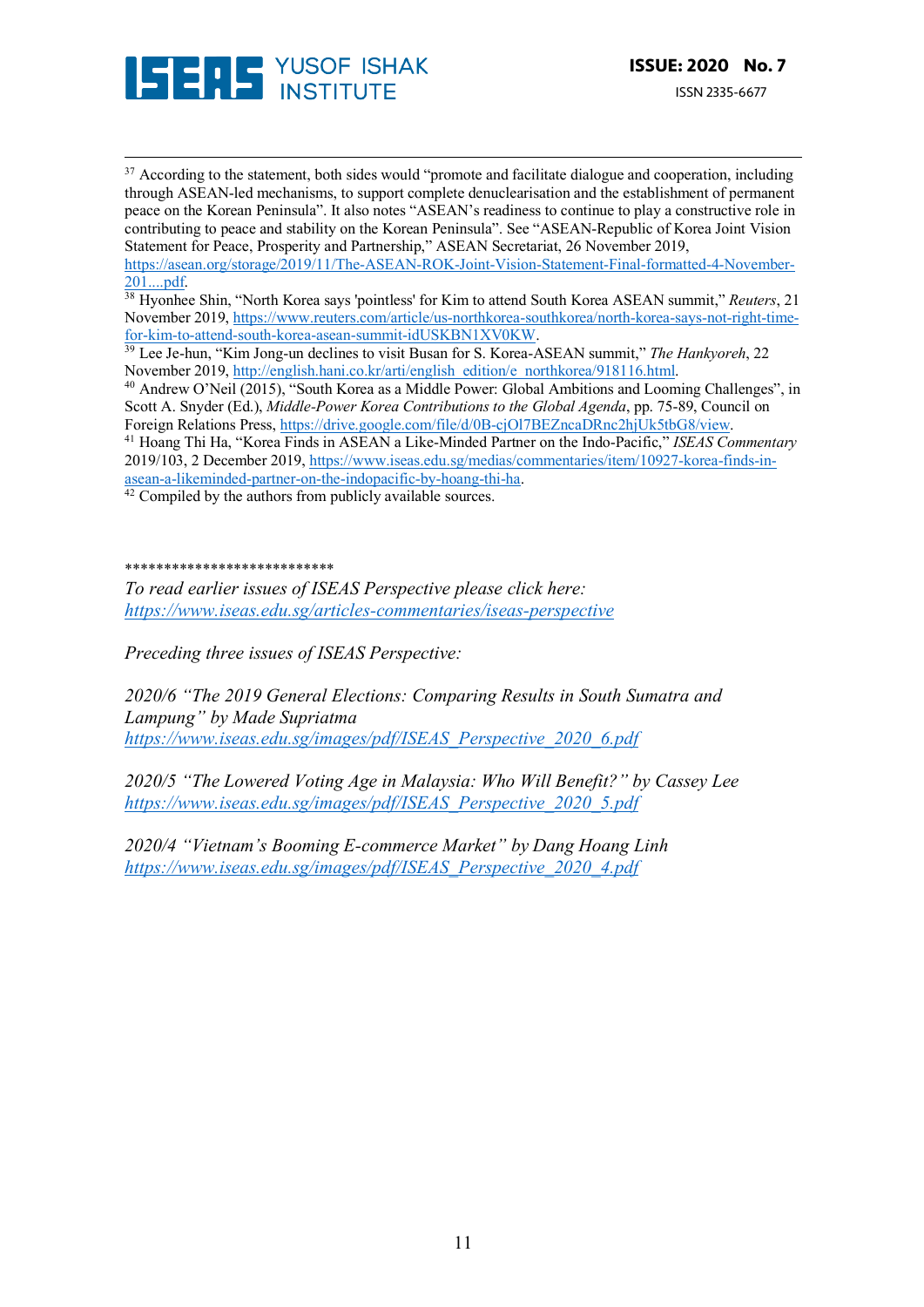[37] According to the statement, both sides would "promote and facilitate dialogue and cooperation, including through ASEAN-led mechanisms, to support complete denuclearisation and the establishment of permanent peace on the Korean Peninsula". It also notes "ASEAN's readiness to continue to play a constructive role in contributing to peace and stability on the Korean Peninsula". See "ASEAN-Republic of Korea Joint Vision Statement for Peace, Prosperity and Partnership," ASEAN Secretariat, 26 November 2019, https://asean.org/storage/2019/11/The-ASEAN-ROK-Joint-Vision-Statement-Final-formatted-4-November-201....pdf.

[38] Hyonhee Shin, "North Korea says 'pointless' for Kim to attend South Korea ASEAN summit," *Reuters*, 21 November 2019, https://www.reuters.com/article/us-northkorea-southkorea/north-korea-says-not-right-time-for-kim-to-attend-south-korea-asean-summit-idUSKBN1XV0KW.

[39] Lee Je-hun, "Kim Jong-un declines to visit Busan for S. Korea-ASEAN summit," *The Hankyoreh*, 22 November 2019, http://english.hani.co.kr/arti/english_edition/e_northkorea/918116.html.

[40] Andrew O'Neil (2015), "South Korea as a Middle Power: Global Ambitions and Looming Challenges", in Scott A. Snyder (Ed.), *Middle-Power Korea Contributions to the Global Agenda*, pp. 75-89, Council on Foreign Relations Press, https://drive.google.com/file/d/0B-cjOl7BEZncaDRnc2hjUk5tbG8/view.

[41] Hoang Thi Ha, "Korea Finds in ASEAN a Like-Minded Partner on the Indo-Pacific," *ISEAS Commentary* 2019/103, 2 December 2019, https://www.iseas.edu.sg/medias/commentaries/item/10927-korea-finds-in-asean-a-likeminded-partner-on-the-indopacific-by-hoang-thi-ha.

[42] Compiled by the authors from publicly available sources.

**************************

*To read earlier issues of ISEAS Perspective please click here:*
*https://www.iseas.edu.sg/articles-commentaries/iseas-perspective*

*Preceding three issues of ISEAS Perspective:*

*2020/6 "The 2019 General Elections: Comparing Results in South Sumatra and Lampung" by Made Supriatma*
*https://www.iseas.edu.sg/images/pdf/ISEAS_Perspective_2020_6.pdf*

*2020/5 "The Lowered Voting Age in Malaysia: Who Will Benefit?" by Cassey Lee*
*https://www.iseas.edu.sg/images/pdf/ISEAS_Perspective_2020_5.pdf*

*2020/4 "Vietnam's Booming E-commerce Market" by Dang Hoang Linh*
*https://www.iseas.edu.sg/images/pdf/ISEAS_Perspective_2020_4.pdf*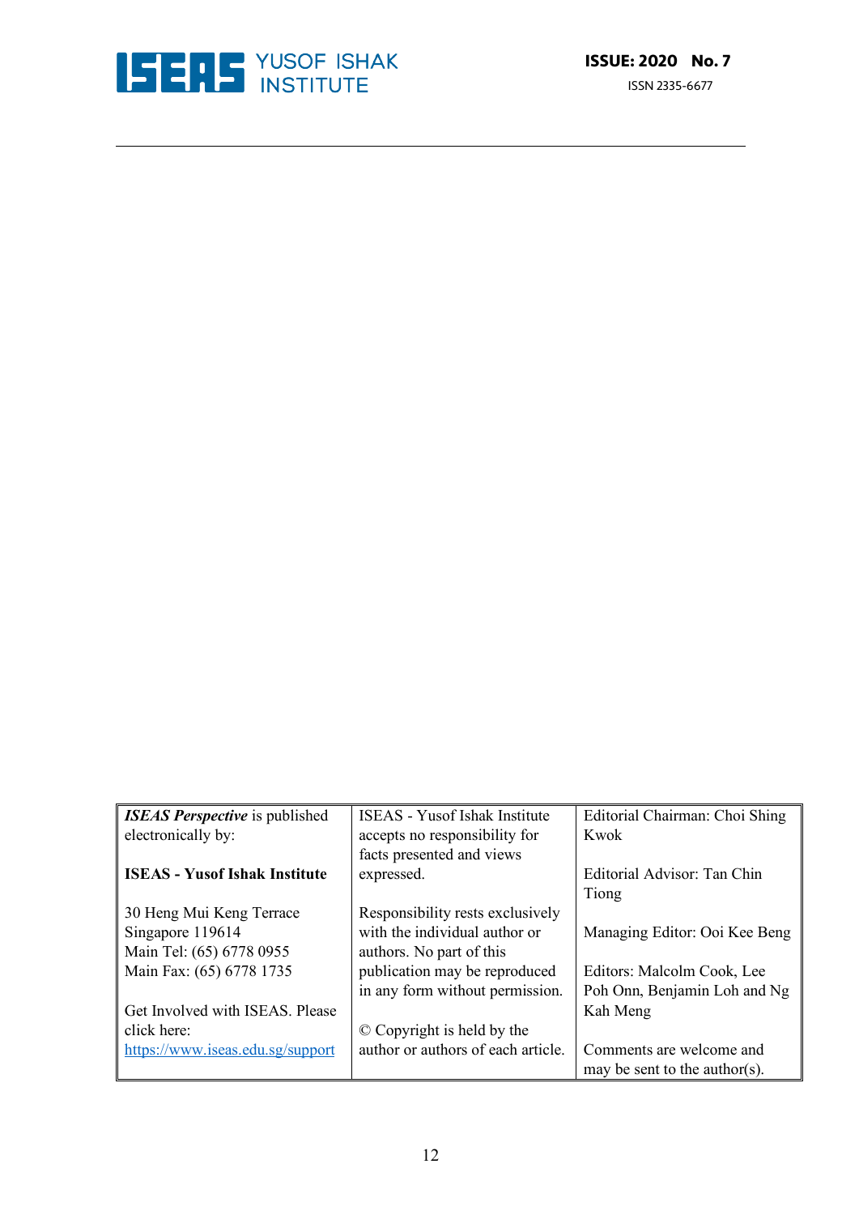| | | |
|---|---|---|
| ***ISEAS Perspective*** is published electronically by:<br><br>**ISEAS - Yusof Ishak Institute**<br><br>30 Heng Mui Keng Terrace<br>Singapore 119614<br>Main Tel: (65) 6778 0955<br>Main Fax: (65) 6778 1735<br><br>Get Involved with ISEAS. Please click here: https://www.iseas.edu.sg/support | ISEAS - Yusof Ishak Institute accepts no responsibility for facts presented and views expressed.<br><br>Responsibility rests exclusively with the individual author or authors. No part of this publication may be reproduced in any form without permission.<br><br>© Copyright is held by the author or authors of each article. | Editorial Chairman: Choi Shing Kwok<br><br>Editorial Advisor: Tan Chin Tiong<br><br>Managing Editor: Ooi Kee Beng<br><br>Editors: Malcolm Cook, Lee Poh Onn, Benjamin Loh and Ng Kah Meng<br><br>Comments are welcome and may be sent to the author(s). |